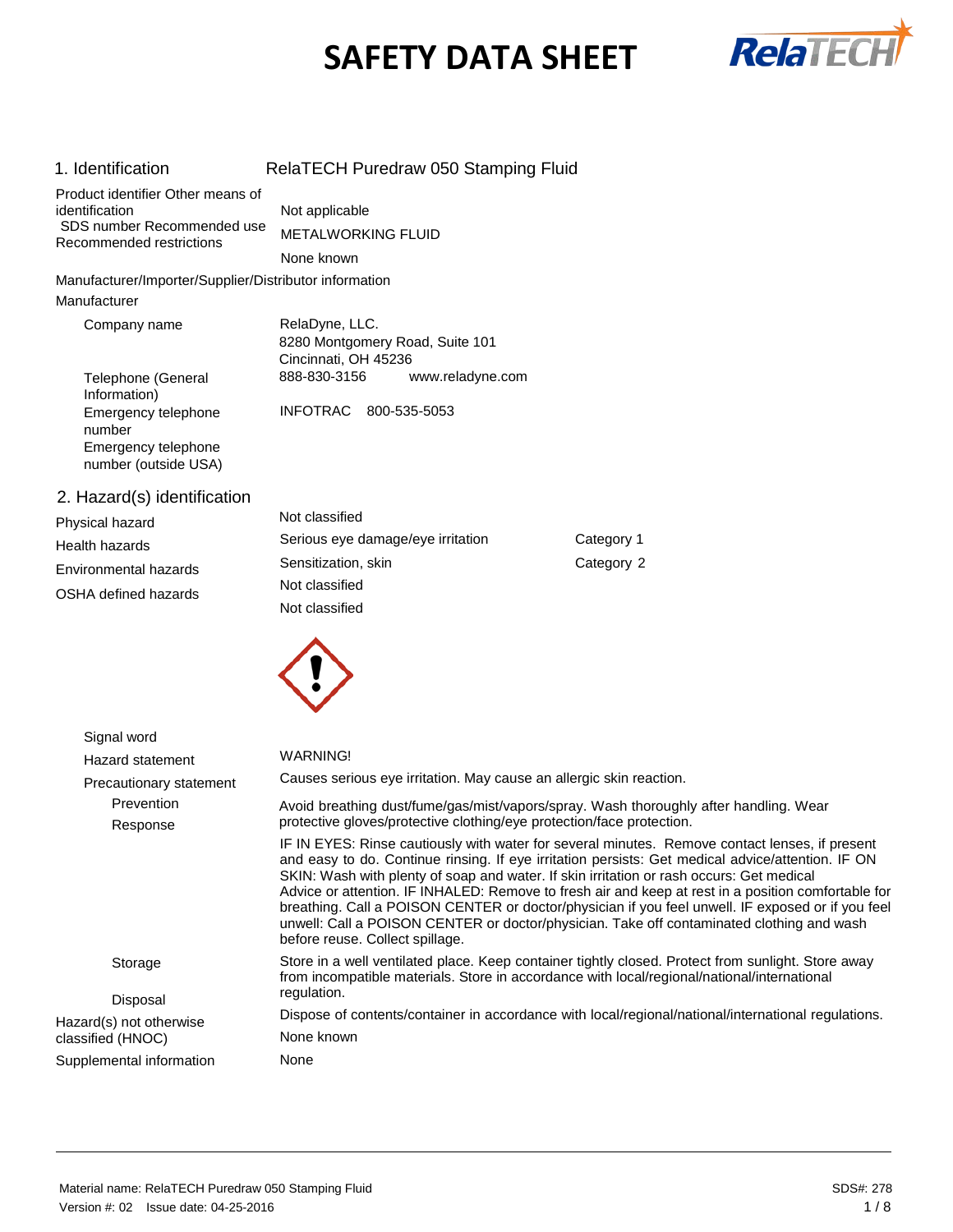# SAFETY DATA SHEET

## 1. Identification

RelaTECH Puredraw 050 Stamping Fluid

| | |
|---|---|
| Product identifier | RelaTECH Puredraw 050 Stamping Fluid |
| Other means of identification | Not applicable |
| SDS number | |
| Recommended use | METALWORKING FLUID |
| Recommended restrictions | None known |

**Manufacturer/Importer/Supplier/Distributor information**

**Manufacturer**

| | |
|---|---|
| Company name | RelaDyne, LLC.<br>8280 Montgomery Road, Suite 101<br>Cincinnati, OH 45236 |
| Telephone (General Information) | 888-830-3156 www.reladyne.com |
| Emergency telephone number | INFOTRAC 800-535-5053 |
| Emergency telephone number (outside USA) | |

## 2. Hazard(s) identification

| | | |
|---|---|---|
| Physical hazard | Not classified | |
| Health hazards | Serious eye damage/eye irritation | Category 1 |
| | Sensitization, skin | Category 2 |
| Environmental hazards | Not classified | |
| OSHA defined hazards | Not classified | |

| | |
|---|---|
| Signal word | WARNING! |
| Hazard statement | Causes serious eye irritation. May cause an allergic skin reaction. |
| **Precautionary statement** | |
| Prevention | Avoid breathing dust/fume/gas/mist/vapors/spray. Wash thoroughly after handling. Wear protective gloves/protective clothing/eye protection/face protection. |
| Response | IF IN EYES: Rinse cautiously with water for several minutes. Remove contact lenses, if present and easy to do. Continue rinsing. If eye irritation persists: Get medical advice/attention. IF ON SKIN: Wash with plenty of soap and water. If skin irritation or rash occurs: Get medical Advice or attention. IF INHALED: Remove to fresh air and keep at rest in a position comfortable for breathing. Call a POISON CENTER or doctor/physician if you feel unwell. IF exposed or if you feel unwell: Call a POISON CENTER or doctor/physician. Take off contaminated clothing and wash before reuse. Collect spillage. |
| Storage | Store in a well ventilated place. Keep container tightly closed. Protect from sunlight. Store away from incompatible materials. Store in accordance with local/regional/national/international regulation. |
| Disposal | Dispose of contents/container in accordance with local/regional/national/international regulations. |
| Hazard(s) not otherwise classified (HNOC) | None known |
| Supplemental information | None |

Material name: RelaTECH Puredraw 050 Stamping Fluid
Version #: 02 Issue date: 04-25-2016
SDS#: 278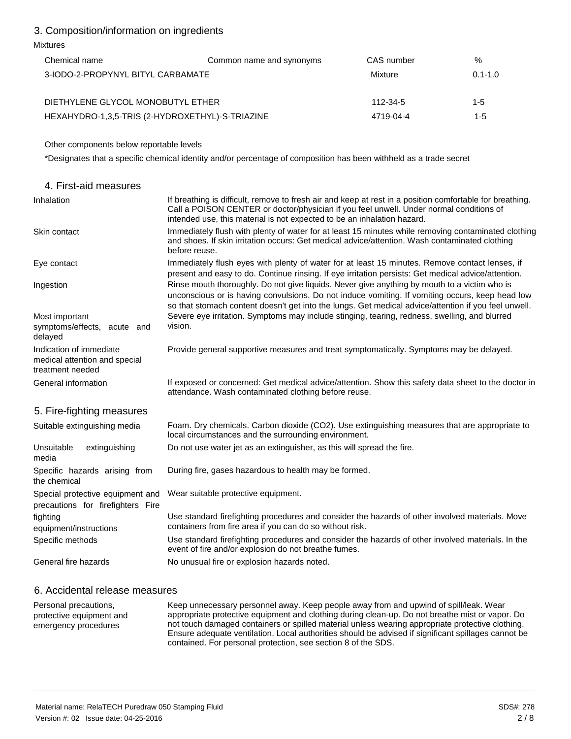## 3. Composition/information on ingredients

Mixtures

| Chemical name | Common name and synonyms | CAS number | % |
|---|---|---|---|
| 3-IODO-2-PROPYNYL BITYL CARBAMATE | | Mixture | 0.1-1.0 |
| DIETHYLENE GLYCOL MONOBUTYL ETHER | | 112-34-5 | 1-5 |
| HEXAHYDRO-1,3,5-TRIS (2-HYDROXETHYL)-S-TRIAZINE | | 4719-04-4 | 1-5 |

Other components below reportable levels

*Designates that a specific chemical identity and/or percentage of composition has been withheld as a trade secret

## 4. First-aid measures

| | |
|---|---|
| Inhalation | If breathing is difficult, remove to fresh air and keep at rest in a position comfortable for breathing. Call a POISON CENTER or doctor/physician if you feel unwell. Under normal conditions of intended use, this material is not expected to be an inhalation hazard. |
| Skin contact | Immediately flush with plenty of water for at least 15 minutes while removing contaminated clothing and shoes. If skin irritation occurs: Get medical advice/attention. Wash contaminated clothing before reuse. |
| Eye contact | Immediately flush eyes with plenty of water for at least 15 minutes. Remove contact lenses, if present and easy to do. Continue rinsing. If eye irritation persists: Get medical advice/attention. |
| Ingestion | Rinse mouth thoroughly. Do not give liquids. Never give anything by mouth to a victim who is unconscious or is having convulsions. Do not induce vomiting. If vomiting occurs, keep head low so that stomach content doesn't get into the lungs. Get medical advice/attention if you feel unwell. |
| Most important symptoms/effects, acute and delayed | Severe eye irritation. Symptoms may include stinging, tearing, redness, swelling, and blurred vision. |
| Indication of immediate medical attention and special treatment needed | Provide general supportive measures and treat symptomatically. Symptoms may be delayed. |
| General information | If exposed or concerned: Get medical advice/attention. Show this safety data sheet to the doctor in attendance. Wash contaminated clothing before reuse. |

## 5. Fire-fighting measures

| | |
|---|---|
| Suitable extinguishing media | Foam. Dry chemicals. Carbon dioxide ($CO_2$). Use extinguishing measures that are appropriate to local circumstances and the surrounding environment. |
| Unsuitable extinguishing media | Do not use water jet as an extinguisher, as this will spread the fire. |
| Specific hazards arising from the chemical | During fire, gases hazardous to health may be formed. |
| Special protective equipment and precautions for firefighters | Wear suitable protective equipment. |
| Fire fighting equipment/instructions | Use standard firefighting procedures and consider the hazards of other involved materials. Move containers from fire area if you can do so without risk. |
| Specific methods | Use standard firefighting procedures and consider the hazards of other involved materials. In the event of fire and/or explosion do not breathe fumes. |
| General fire hazards | No unusual fire or explosion hazards noted. |

## 6. Accidental release measures

| | |
|---|---|
| Personal precautions, protective equipment and emergency procedures | Keep unnecessary personnel away. Keep people away from and upwind of spill/leak. Wear appropriate protective equipment and clothing during clean-up. Do not breathe mist or vapor. Do not touch damaged containers or spilled material unless wearing appropriate protective clothing. Ensure adequate ventilation. Local authorities should be advised if significant spillages cannot be contained. For personal protection, see section 8 of the SDS. |

Material name: RelaTECH Puredraw 050 Stamping Fluid
Version #: 02 Issue date: 04-25-2016
SDS#: 278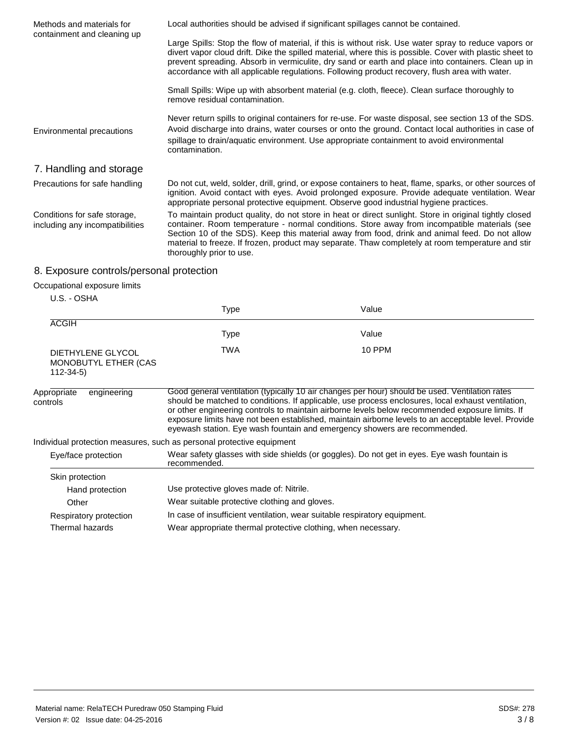**Methods and materials for containment and cleaning up**

Local authorities should be advised if significant spillages cannot be contained.

Large Spills: Stop the flow of material, if this is without risk. Use water spray to reduce vapors or divert vapor cloud drift. Dike the spilled material, where this is possible. Cover with plastic sheet to prevent spreading. Absorb in vermiculite, dry sand or earth and place into containers. Clean up in accordance with all applicable regulations. Following product recovery, flush area with water.

Small Spills: Wipe up with absorbent material (e.g. cloth, fleece). Clean surface thoroughly to remove residual contamination.

Never return spills to original containers for re-use. For waste disposal, see section 13 of the SDS.

**Environmental precautions**

Avoid discharge into drains, water courses or onto the ground. Contact local authorities in case of spillage to drain/aquatic environment. Use appropriate containment to avoid environmental contamination.

## 7. Handling and storage

**Precautions for safe handling**

Do not cut, weld, solder, drill, grind, or expose containers to heat, flame, sparks, or other sources of ignition. Avoid contact with eyes. Avoid prolonged exposure. Provide adequate ventilation. Wear appropriate personal protective equipment. Observe good industrial hygiene practices.

**Conditions for safe storage, including any incompatibilities**

To maintain product quality, do not store in heat or direct sunlight. Store in original tightly closed container. Room temperature - normal conditions. Store away from incompatible materials (see Section 10 of the SDS). Keep this material away from food, drink and animal feed. Do not allow material to freeze. If frozen, product may separate. Thaw completely at room temperature and stir thoroughly prior to use.

## 8. Exposure controls/personal protection

**Occupational exposure limits**

U.S. - OSHA

| | Type | Value |
|---|---|---|

ACGIH

| | Type | Value |
|---|---|---|
| DIETHYLENE GLYCOL MONOBUTYL ETHER (CAS 112-34-5) | TWA | 10 PPM |

**Appropriate engineering controls**

Good general ventilation (typically 10 air changes per hour) should be used. Ventilation rates should be matched to conditions. If applicable, use process enclosures, local exhaust ventilation, or other engineering controls to maintain airborne levels below recommended exposure limits. If exposure limits have not been established, maintain airborne levels to an acceptable level. Provide eyewash station. Eye wash fountain and emergency showers are recommended.

**Individual protection measures, such as personal protective equipment**

**Eye/face protection**

Wear safety glasses with side shields (or goggles). Do not get in eyes. Eye wash fountain is recommended.

**Skin protection**

**Hand protection**

Use protective gloves made of: Nitrile.

**Other**

Wear suitable protective clothing and gloves.

**Respiratory protection**

In case of insufficient ventilation, wear suitable respiratory equipment.

**Thermal hazards**

Wear appropriate thermal protective clothing, when necessary.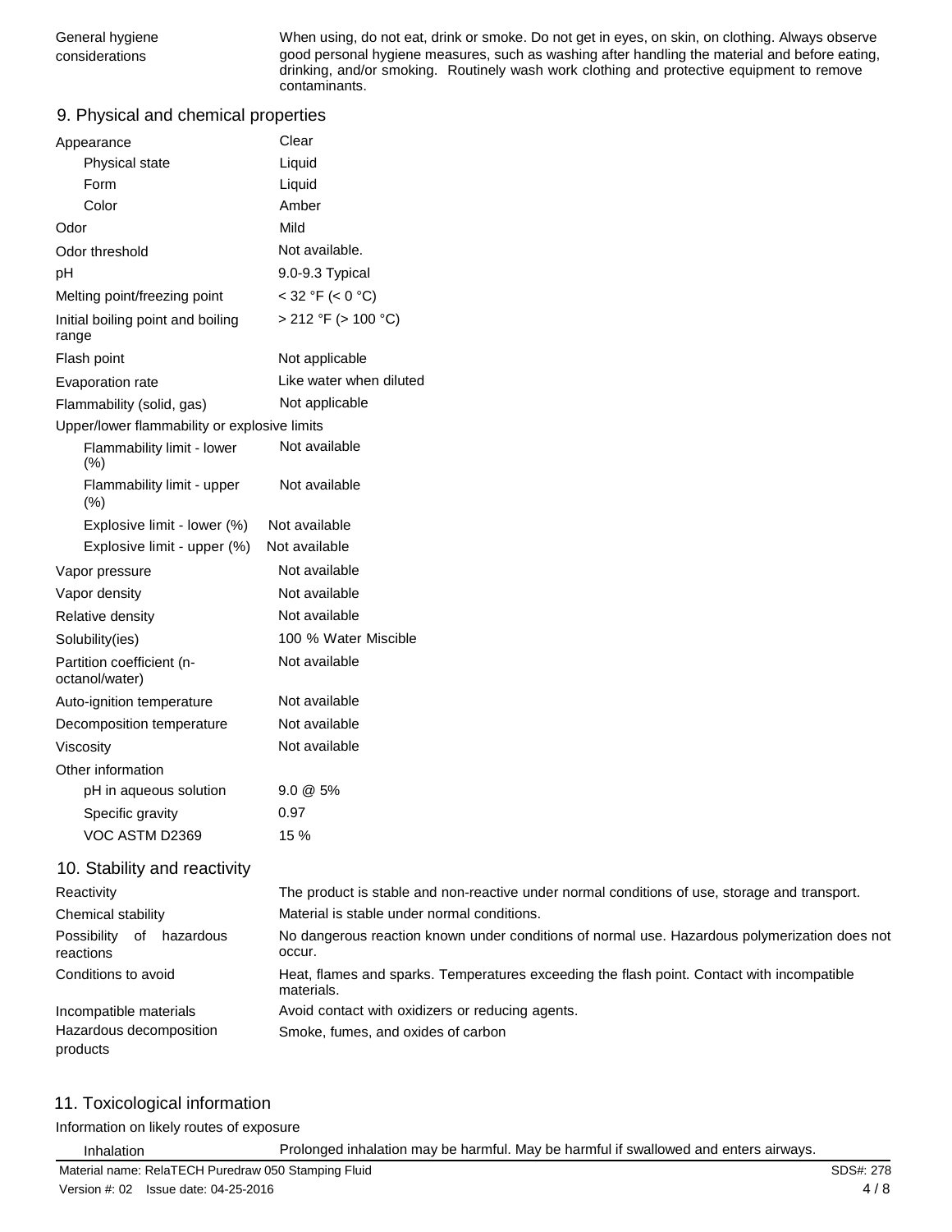| | |
|---|---|
| General hygiene considerations | When using, do not eat, drink or smoke. Do not get in eyes, on skin, on clothing. Always observe good personal hygiene measures, such as washing after handling the material and before eating, drinking, and/or smoking. Routinely wash work clothing and protective equipment to remove contaminants. |

## 9. Physical and chemical properties

| | |
|---|---|
| Appearance | Clear |
| Physical state | Liquid |
| Form | Liquid |
| Color | Amber |
| Odor | Mild |
| Odor threshold | Not available. |
| pH | 9.0-9.3 Typical |
| Melting point/freezing point | < 32 °F (< 0 °C) |
| Initial boiling point and boiling range | > 212 °F (> 100 °C) |
| Flash point | Not applicable |
| Evaporation rate | Like water when diluted |
| Flammability (solid, gas) | Not applicable |
| Upper/lower flammability or explosive limits | |
| Flammability limit - lower (%) | Not available |
| Flammability limit - upper (%) | Not available |
| Explosive limit - lower (%) | Not available |
| Explosive limit - upper (%) | Not available |
| Vapor pressure | Not available |
| Vapor density | Not available |
| Relative density | Not available |
| Solubility(ies) | 100 % Water Miscible |
| Partition coefficient (n-octanol/water) | Not available |
| Auto-ignition temperature | Not available |
| Decomposition temperature | Not available |
| Viscosity | Not available |
| Other information | |
| pH in aqueous solution | 9.0 @ 5% |
| Specific gravity | 0.97 |
| VOC ASTM D2369 | 15 % |

## 10. Stability and reactivity

| | |
|---|---|
| Reactivity | The product is stable and non-reactive under normal conditions of use, storage and transport. |
| Chemical stability | Material is stable under normal conditions. |
| Possibility of hazardous reactions | No dangerous reaction known under conditions of normal use. Hazardous polymerization does not occur. |
| Conditions to avoid | Heat, flames and sparks. Temperatures exceeding the flash point. Contact with incompatible materials. |
| Incompatible materials | Avoid contact with oxidizers or reducing agents. |
| Hazardous decomposition products | Smoke, fumes, and oxides of carbon |

## 11. Toxicological information

Information on likely routes of exposure

| | |
|---|---|
| Inhalation | Prolonged inhalation may be harmful. May be harmful if swallowed and enters airways. |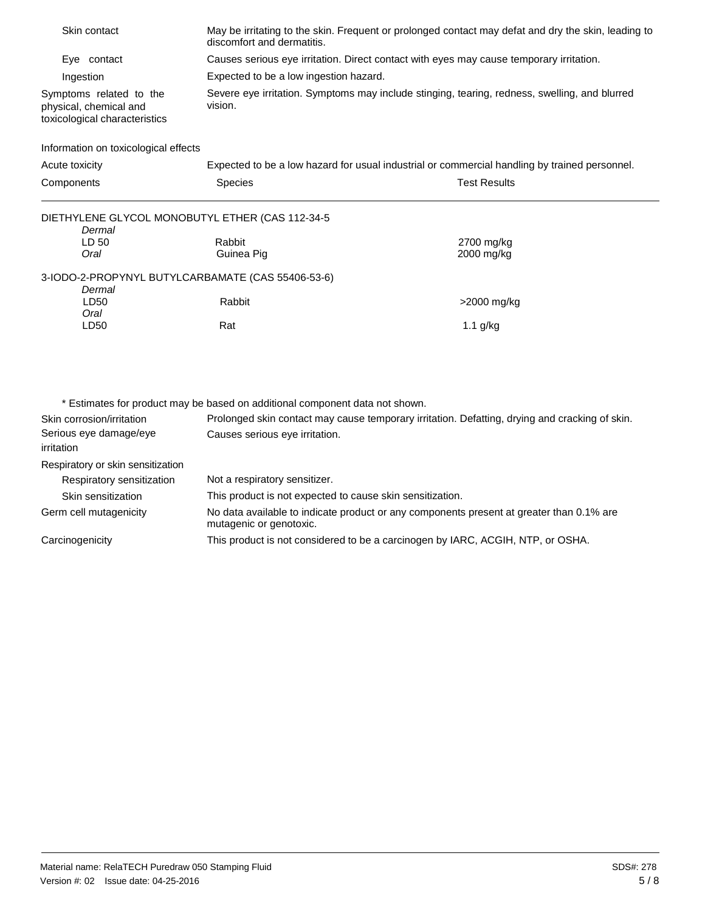| | |
|---|---|
| Skin contact | May be irritating to the skin. Frequent or prolonged contact may defat and dry the skin, leading to discomfort and dermatitis. |
| Eye contact | Causes serious eye irritation. Direct contact with eyes may cause temporary irritation. |
| Ingestion | Expected to be a low ingestion hazard. |
| Symptoms related to the physical, chemical and toxicological characteristics | Severe eye irritation. Symptoms may include stinging, tearing, redness, swelling, and blurred vision. |

Information on toxicological effects

Acute toxicity — Expected to be a low hazard for usual industrial or commercial handling by trained personnel.

| Components | Species | Test Results |
|---|---|---|
| DIETHYLENE GLYCOL MONOBUTYL ETHER (CAS 112-34-5 | | |
| *Dermal* | | |
| LD 50 | Rabbit | 2700 mg/kg |
| *Oral* | Guinea Pig | 2000 mg/kg |
| 3-IODO-2-PROPYNYL BUTYLCARBAMATE (CAS 55406-53-6) | | |
| *Dermal* | | |
| LD50 | Rabbit | >2000 mg/kg |
| *Oral* | | |
| LD50 | Rat | 1.1 g/kg |

\* Estimates for product may be based on additional component data not shown.

| | |
|---|---|
| Skin corrosion/irritation | Prolonged skin contact may cause temporary irritation. Defatting, drying and cracking of skin. |
| Serious eye damage/eye irritation | Causes serious eye irritation. |
| Respiratory or skin sensitization | |
| Respiratory sensitization | Not a respiratory sensitizer. |
| Skin sensitization | This product is not expected to cause skin sensitization. |
| Germ cell mutagenicity | No data available to indicate product or any components present at greater than 0.1% are mutagenic or genotoxic. |
| Carcinogenicity | This product is not considered to be a carcinogen by IARC, ACGIH, NTP, or OSHA. |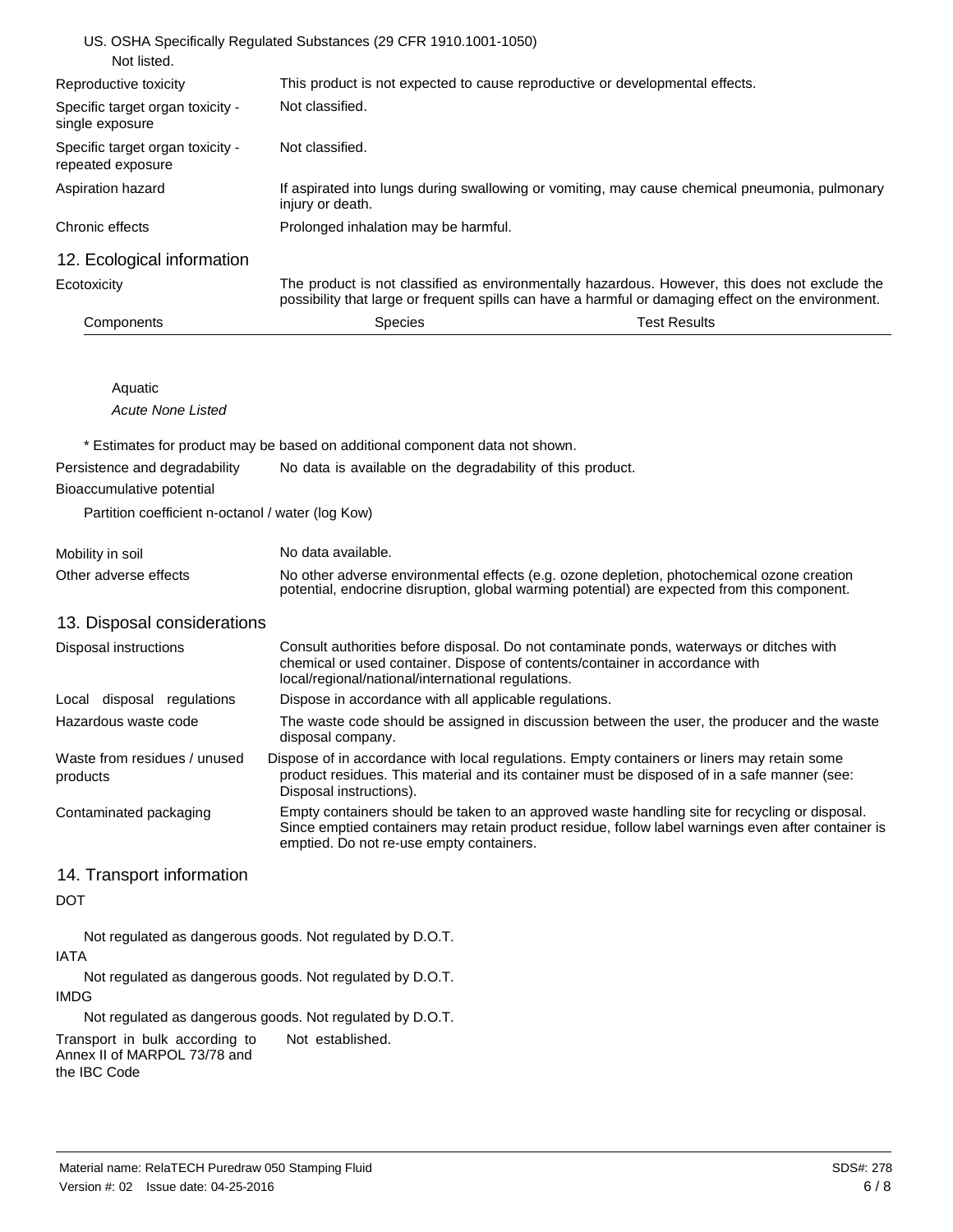US. OSHA Specifically Regulated Substances (29 CFR 1910.1001-1050)

Not listed.

| | |
|---|---|
| Reproductive toxicity | This product is not expected to cause reproductive or developmental effects. |
| Specific target organ toxicity - single exposure | Not classified. |
| Specific target organ toxicity - repeated exposure | Not classified. |
| Aspiration hazard | If aspirated into lungs during swallowing or vomiting, may cause chemical pneumonia, pulmonary injury or death. |
| Chronic effects | Prolonged inhalation may be harmful. |

## 12. Ecological information

**Ecotoxicity** The product is not classified as environmentally hazardous. However, this does not exclude the possibility that large or frequent spills can have a harmful or damaging effect on the environment.

| Components | Species | Test Results |
|---|---|---|
| | | |

Aquatic

*Acute None Listed*

\* Estimates for product may be based on additional component data not shown.

| | |
|---|---|
| Persistence and degradability | No data is available on the degradability of this product. |
| Bioaccumulative potential | |

Partition coefficient n-octanol / water (log Kow)

| | |
|---|---|
| Mobility in soil | No data available. |
| Other adverse effects | No other adverse environmental effects (e.g. ozone depletion, photochemical ozone creation potential, endocrine disruption, global warming potential) are expected from this component. |

## 13. Disposal considerations

| | |
|---|---|
| Disposal instructions | Consult authorities before disposal. Do not contaminate ponds, waterways or ditches with chemical or used container. Dispose of contents/container in accordance with local/regional/national/international regulations. |
| Local disposal regulations | Dispose in accordance with all applicable regulations. |
| Hazardous waste code | The waste code should be assigned in discussion between the user, the producer and the waste disposal company. |
| Waste from residues / unused products | Dispose of in accordance with local regulations. Empty containers or liners may retain some product residues. This material and its container must be disposed of in a safe manner (see: Disposal instructions). |
| Contaminated packaging | Empty containers should be taken to an approved waste handling site for recycling or disposal. Since emptied containers may retain product residue, follow label warnings even after container is emptied. Do not re-use empty containers. |

## 14. Transport information

**DOT**

Not regulated as dangerous goods. Not regulated by D.O.T.

**IATA**

Not regulated as dangerous goods. Not regulated by D.O.T.

**IMDG**

Not regulated as dangerous goods. Not regulated by D.O.T.

| | |
|---|---|
| Transport in bulk according to Annex II of MARPOL 73/78 and the IBC Code | Not established. |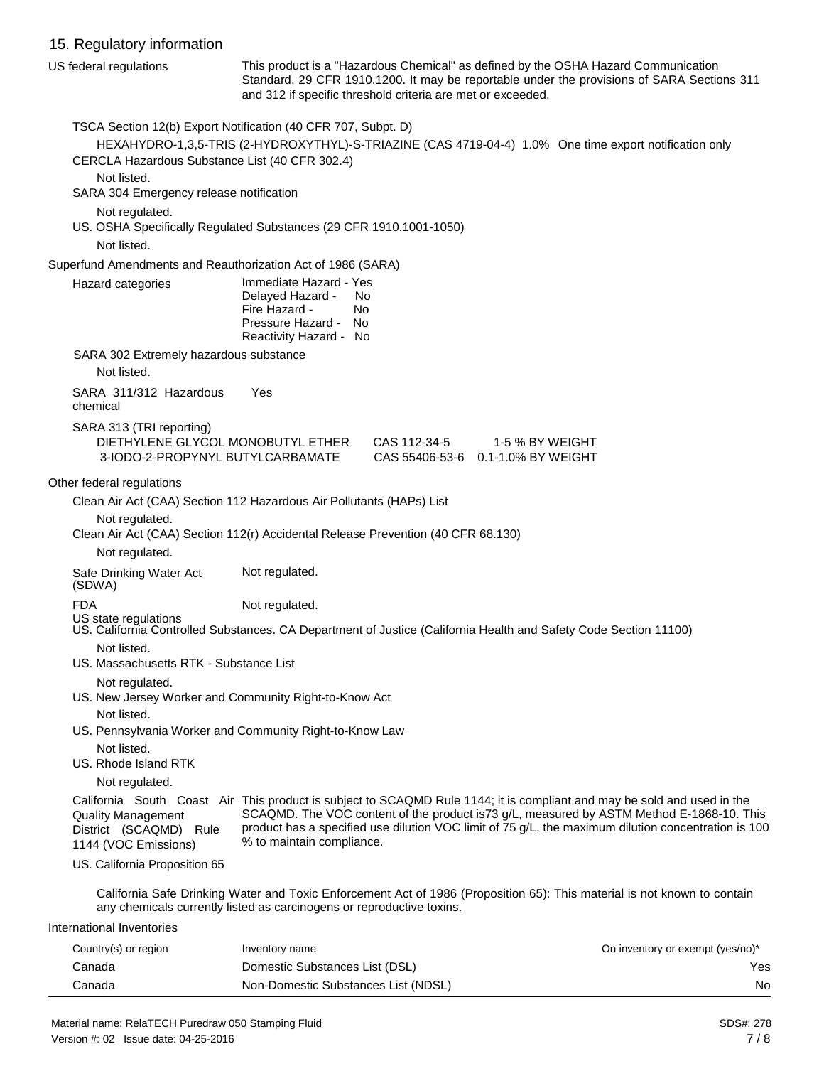## 15. Regulatory information

**US federal regulations**

This product is a "Hazardous Chemical" as defined by the OSHA Hazard Communication Standard, 29 CFR 1910.1200. It may be reportable under the provisions of SARA Sections 311 and 312 if specific threshold criteria are met or exceeded.

TSCA Section 12(b) Export Notification (40 CFR 707, Subpt. D)

HEXAHYDRO-1,3,5-TRIS (2-HYDROXYTHYL)-S-TRIAZINE (CAS 4719-04-4) 1.0% One time export notification only

CERCLA Hazardous Substance List (40 CFR 302.4)

Not listed.

SARA 304 Emergency release notification

Not regulated.

US. OSHA Specifically Regulated Substances (29 CFR 1910.1001-1050)

Not listed.

**Superfund Amendments and Reauthorization Act of 1986 (SARA)**

Hazard categories

- Immediate Hazard - Yes
- Delayed Hazard - No
- Fire Hazard - No
- Pressure Hazard - No
- Reactivity Hazard - No

SARA 302 Extremely hazardous substance

Not listed.

SARA 311/312 Hazardous chemical: Yes

SARA 313 (TRI reporting)

| Chemical | CAS | Amount |
|---|---|---|
| DIETHYLENE GLYCOL MONOBUTYL ETHER | CAS 112-34-5 | 1-5 % BY WEIGHT |
| 3-IODO-2-PROPYNYL BUTYLCARBAMATE | CAS 55406-53-6 | 0.1-1.0% BY WEIGHT |

**Other federal regulations**

Clean Air Act (CAA) Section 112 Hazardous Air Pollutants (HAPs) List

Not regulated.

Clean Air Act (CAA) Section 112(r) Accidental Release Prevention (40 CFR 68.130)

Not regulated.

Safe Drinking Water Act (SDWA): Not regulated.

FDA: Not regulated.

**US state regulations**

US. California Controlled Substances. CA Department of Justice (California Health and Safety Code Section 11100)

Not listed.

US. Massachusetts RTK - Substance List

Not regulated.

US. New Jersey Worker and Community Right-to-Know Act

Not listed.

US. Pennsylvania Worker and Community Right-to-Know Law

Not listed.

US. Rhode Island RTK

Not regulated.

California South Coast Air Quality Management District (SCAQMD) Rule 1144 (VOC Emissions): This product is subject to SCAQMD Rule 1144; it is compliant and may be sold and used in the SCAQMD. The VOC content of the product is73 g/L, measured by ASTM Method E-1868-10. This product has a specified use dilution VOC limit of 75 g/L, the maximum dilution concentration is 100 % to maintain compliance.

US. California Proposition 65

California Safe Drinking Water and Toxic Enforcement Act of 1986 (Proposition 65): This material is not known to contain any chemicals currently listed as carcinogens or reproductive toxins.

**International Inventories**

| Country(s) or region | Inventory name | On inventory or exempt (yes/no)* |
|---|---|---|
| Canada | Domestic Substances List (DSL) | Yes |
| Canada | Non-Domestic Substances List (NDSL) | No |

Material name: RelaTECH Puredraw 050 Stamping Fluid
Version #: 02 Issue date: 04-25-2016
SDS#: 278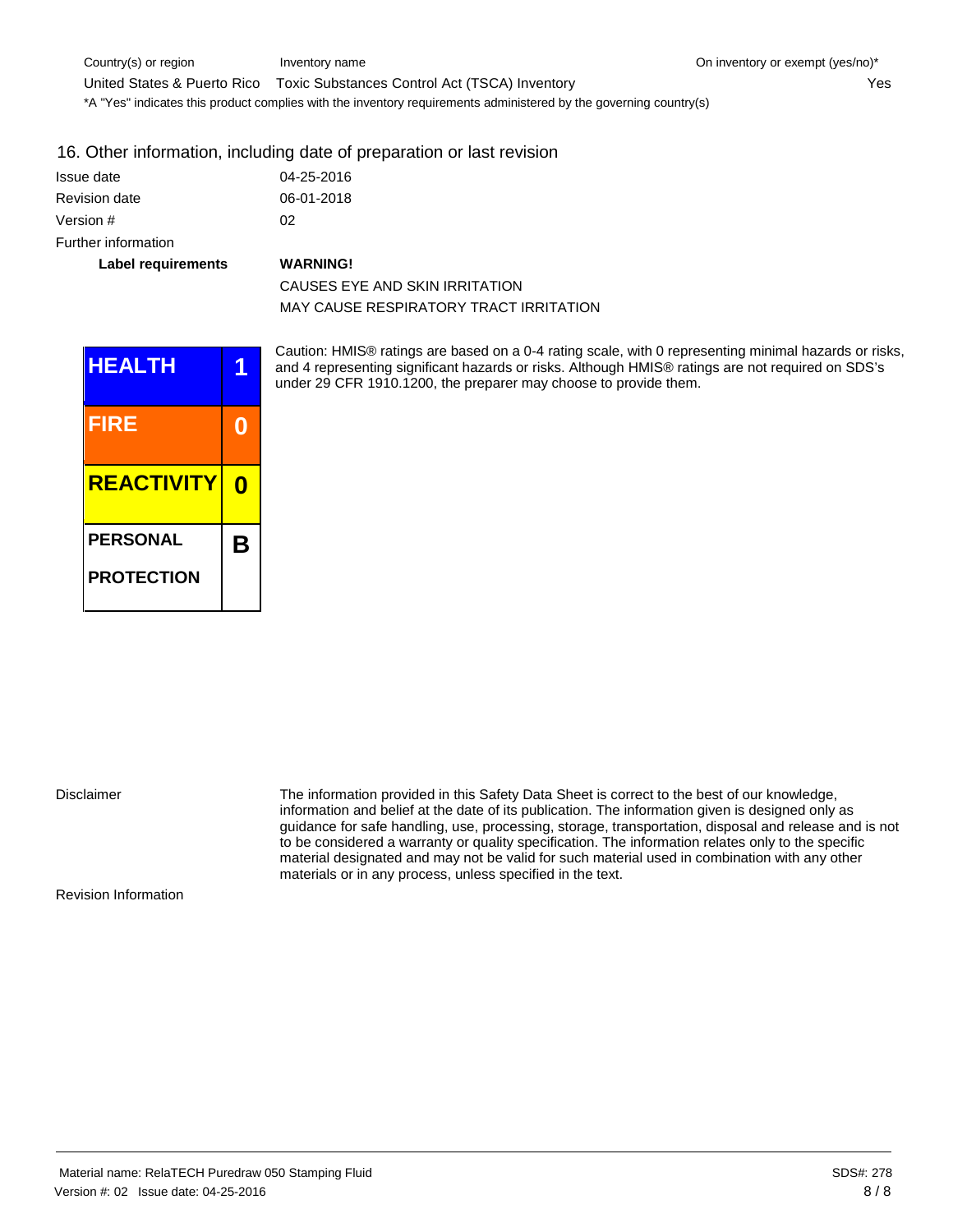| Country(s) or region | Inventory name | On inventory or exempt (yes/no)* |
|---|---|---|
| United States & Puerto Rico | Toxic Substances Control Act (TSCA) Inventory | Yes |

*A "Yes" indicates this product complies with the inventory requirements administered by the governing country(s)

## 16. Other information, including date of preparation or last revision

| | |
|---|---|
| Issue date | 04-25-2016 |
| Revision date | 06-01-2018 |
| Version # | 02 |
| Further information | |
| **Label requirements** | **WARNING!**<br>CAUSES EYE AND SKIN IRRITATION<br>MAY CAUSE RESPIRATORY TRACT IRRITATION |

| | |
|---|---|
| HEALTH | 1 |
| FIRE | 0 |
| REACTIVITY | 0 |
| PERSONAL PROTECTION | B |

Caution: HMIS® ratings are based on a 0-4 rating scale, with 0 representing minimal hazards or risks, and 4 representing significant hazards or risks. Although HMIS® ratings are not required on SDS's under 29 CFR 1910.1200, the preparer may choose to provide them.

Disclaimer

The information provided in this Safety Data Sheet is correct to the best of our knowledge, information and belief at the date of its publication. The information given is designed only as guidance for safe handling, use, processing, storage, transportation, disposal and release and is not to be considered a warranty or quality specification. The information relates only to the specific material designated and may not be valid for such material used in combination with any other materials or in any process, unless specified in the text.

Revision Information